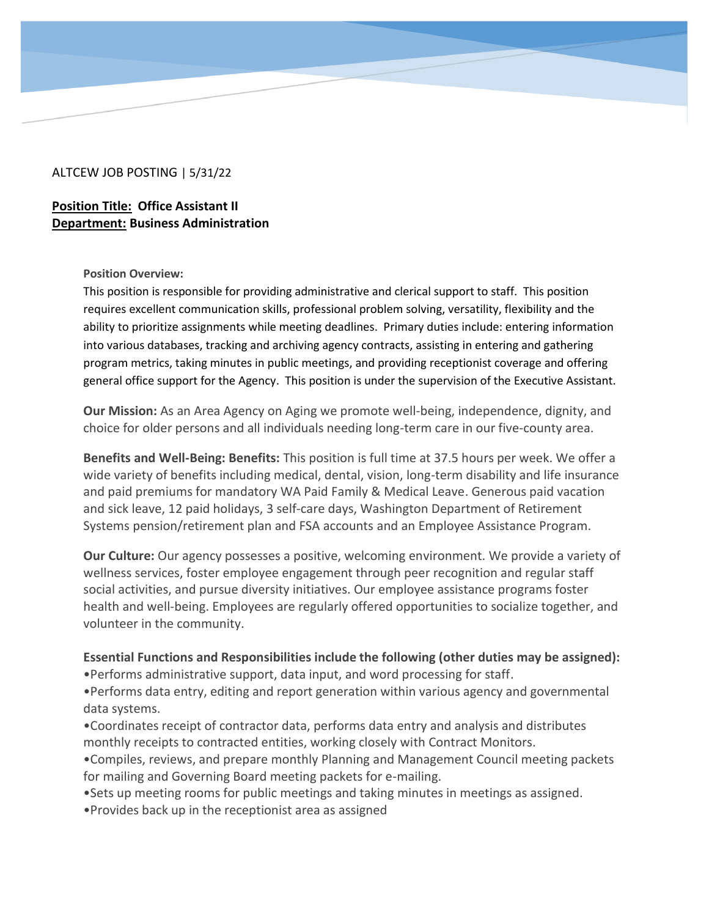ALTCEW JOB POSTING | 5/31/22

**Position Title: Office Assistant II**
**Department: Business Administration**

**Position Overview:**

This position is responsible for providing administrative and clerical support to staff. This position requires excellent communication skills, professional problem solving, versatility, flexibility and the ability to prioritize assignments while meeting deadlines. Primary duties include: entering information into various databases, tracking and archiving agency contracts, assisting in entering and gathering program metrics, taking minutes in public meetings, and providing receptionist coverage and offering general office support for the Agency. This position is under the supervision of the Executive Assistant.

**Our Mission:** As an Area Agency on Aging we promote well-being, independence, dignity, and choice for older persons and all individuals needing long-term care in our five-county area.

**Benefits and Well-Being: Benefits:** This position is full time at 37.5 hours per week. We offer a wide variety of benefits including medical, dental, vision, long-term disability and life insurance and paid premiums for mandatory WA Paid Family & Medical Leave. Generous paid vacation and sick leave, 12 paid holidays, 3 self-care days, Washington Department of Retirement Systems pension/retirement plan and FSA accounts and an Employee Assistance Program.

**Our Culture:** Our agency possesses a positive, welcoming environment. We provide a variety of wellness services, foster employee engagement through peer recognition and regular staff social activities, and pursue diversity initiatives. Our employee assistance programs foster health and well-being. Employees are regularly offered opportunities to socialize together, and volunteer in the community.

**Essential Functions and Responsibilities include the following (other duties may be assigned):**

- Performs administrative support, data input, and word processing for staff.
- Performs data entry, editing and report generation within various agency and governmental data systems.
- Coordinates receipt of contractor data, performs data entry and analysis and distributes monthly receipts to contracted entities, working closely with Contract Monitors.
- Compiles, reviews, and prepare monthly Planning and Management Council meeting packets for mailing and Governing Board meeting packets for e-mailing.
- Sets up meeting rooms for public meetings and taking minutes in meetings as assigned.
- Provides back up in the receptionist area as assigned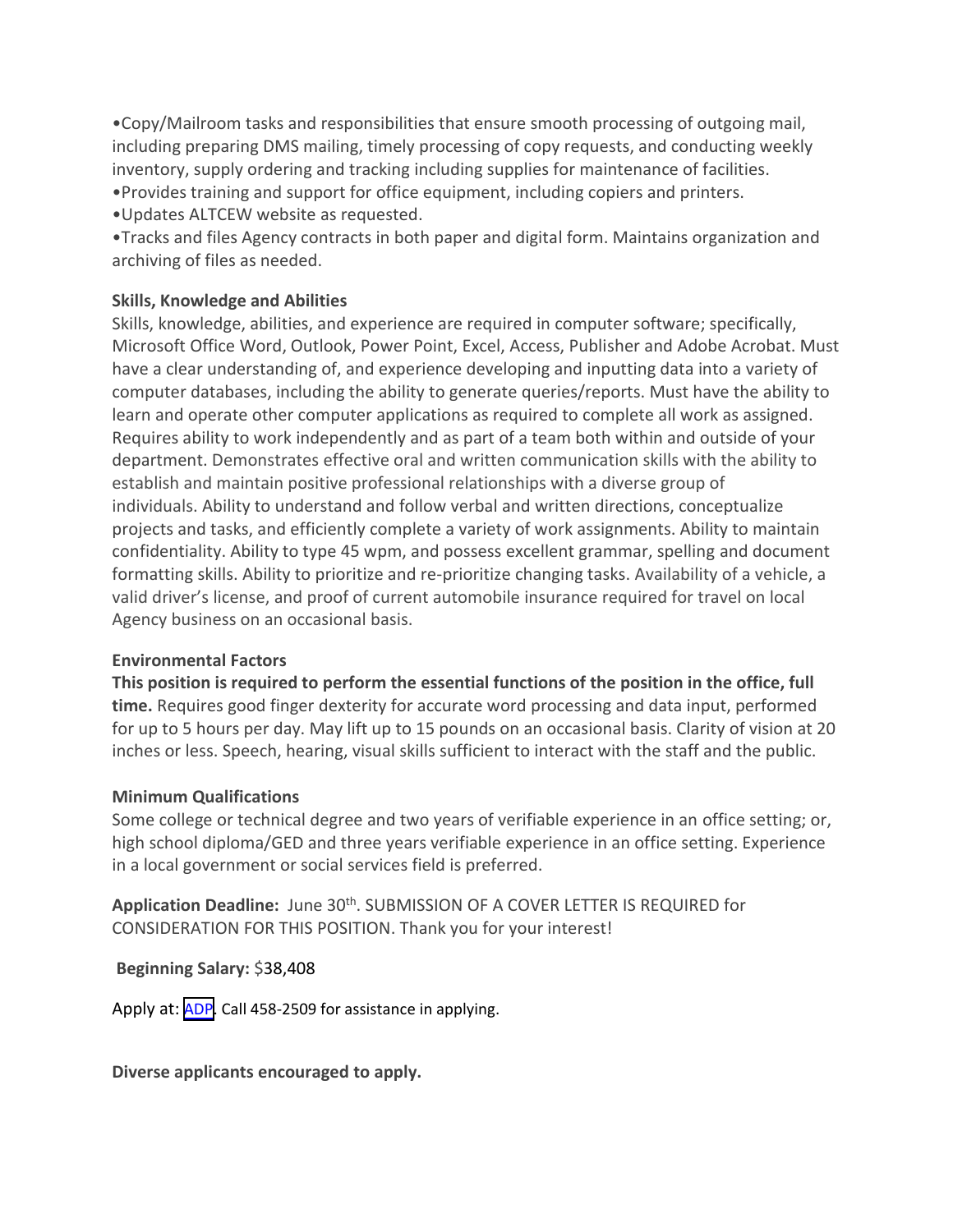- Copy/Mailroom tasks and responsibilities that ensure smooth processing of outgoing mail, including preparing DMS mailing, timely processing of copy requests, and conducting weekly inventory, supply ordering and tracking including supplies for maintenance of facilities.
- Provides training and support for office equipment, including copiers and printers.
- Updates ALTCEW website as requested.
- Tracks and files Agency contracts in both paper and digital form. Maintains organization and archiving of files as needed.

**Skills, Knowledge and Abilities**

Skills, knowledge, abilities, and experience are required in computer software; specifically, Microsoft Office Word, Outlook, Power Point, Excel, Access, Publisher and Adobe Acrobat. Must have a clear understanding of, and experience developing and inputting data into a variety of computer databases, including the ability to generate queries/reports. Must have the ability to learn and operate other computer applications as required to complete all work as assigned. Requires ability to work independently and as part of a team both within and outside of your department. Demonstrates effective oral and written communication skills with the ability to establish and maintain positive professional relationships with a diverse group of individuals. Ability to understand and follow verbal and written directions, conceptualize projects and tasks, and efficiently complete a variety of work assignments. Ability to maintain confidentiality. Ability to type 45 wpm, and possess excellent grammar, spelling and document formatting skills. Ability to prioritize and re-prioritize changing tasks. Availability of a vehicle, a valid driver's license, and proof of current automobile insurance required for travel on local Agency business on an occasional basis.

**Environmental Factors**

**This position is required to perform the essential functions of the position in the office, full time.** Requires good finger dexterity for accurate word processing and data input, performed for up to 5 hours per day. May lift up to 15 pounds on an occasional basis. Clarity of vision at 20 inches or less. Speech, hearing, visual skills sufficient to interact with the staff and the public.

**Minimum Qualifications**

Some college or technical degree and two years of verifiable experience in an office setting; or, high school diploma/GED and three years verifiable experience in an office setting. Experience in a local government or social services field is preferred.

**Application Deadline:** June 30th. SUBMISSION OF A COVER LETTER IS REQUIRED for CONSIDERATION FOR THIS POSITION. Thank you for your interest!

**Beginning Salary:** $38,408

Apply at: ADP. Call 458-2509 for assistance in applying.

**Diverse applicants encouraged to apply.**